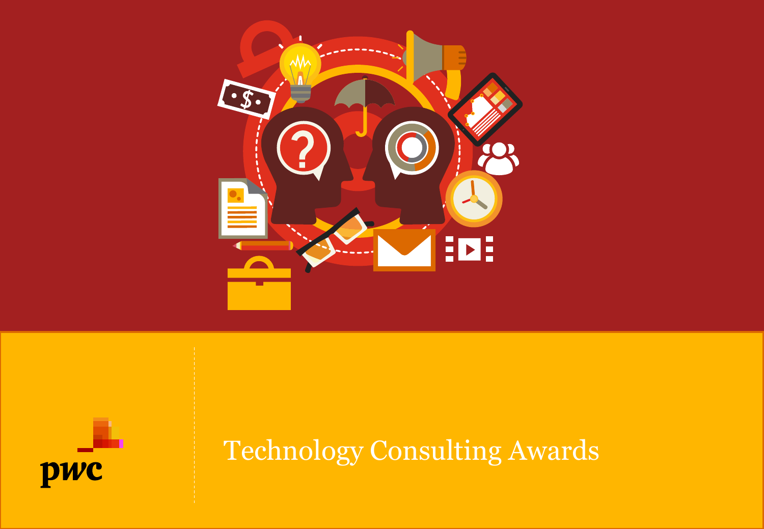pwc

# Technology Consulting Awards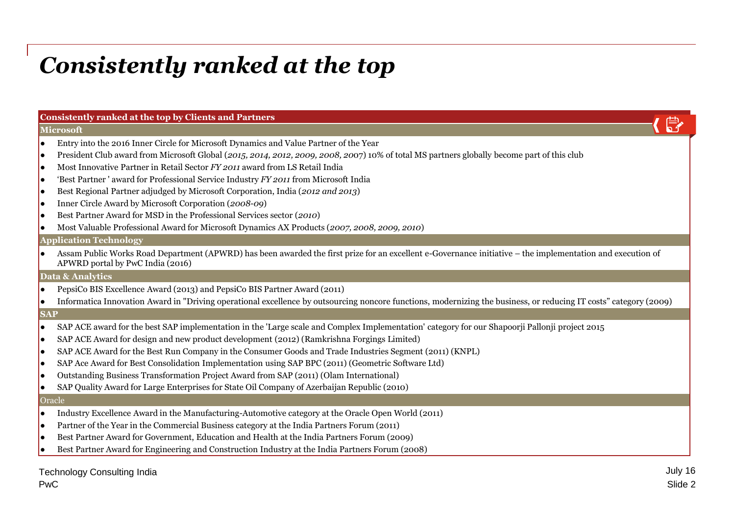# *Consistently ranked at the top*

## Consistently ranked at the top by Clients and Partners

### Microsoft

- Entry into the 2016 Inner Circle for Microsoft Dynamics and Value Partner of the Year
- President Club award from Microsoft Global (*2015, 2014, 2012, 2009, 2008, 20*07) 10% of total MS partners globally become part of this club
- Most Innovative Partner in Retail Sector *FY 2011* award from LS Retail India
- 'Best Partner ' award for Professional Service Industry *FY 2011* from Microsoft India
- Best Regional Partner adjudged by Microsoft Corporation, India (*2012 and 2013*)
- Inner Circle Award by Microsoft Corporation (*2008-09*)
- Best Partner Award for MSD in the Professional Services sector (*2010*)
- Most Valuable Professional Award for Microsoft Dynamics AX Products (*2007, 2008, 2009, 2010*)

### Application Technology

- Assam Public Works Road Department (APWRD) has been awarded the first prize for an excellent e-Governance initiative – the implementation and execution of APWRD portal by PwC India (2016)

### Data & Analytics

- PepsiCo BIS Excellence Award (2013) and PepsiCo BIS Partner Award (2011)
- Informatica Innovation Award in "Driving operational excellence by outsourcing noncore functions, modernizing the business, or reducing IT costs" category (2009)

### SAP

- SAP ACE award for the best SAP implementation in the 'Large scale and Complex Implementation' category for our Shapoorji Pallonji project 2015
- SAP ACE Award for design and new product development (2012) (Ramkrishna Forgings Limited)
- SAP ACE Award for the Best Run Company in the Consumer Goods and Trade Industries Segment (2011) (KNPL)
- SAP Ace Award for Best Consolidation Implementation using SAP BPC (2011) (Geometric Software Ltd)
- Outstanding Business Transformation Project Award from SAP (2011) (Olam International)
- SAP Quality Award for Large Enterprises for State Oil Company of Azerbaijan Republic (2010)

### Oracle

- Industry Excellence Award in the Manufacturing-Automotive category at the Oracle Open World (2011)
- Partner of the Year in the Commercial Business category at the India Partners Forum (2011)
- Best Partner Award for Government, Education and Health at the India Partners Forum (2009)
- Best Partner Award for Engineering and Construction Industry at the India Partners Forum (2008)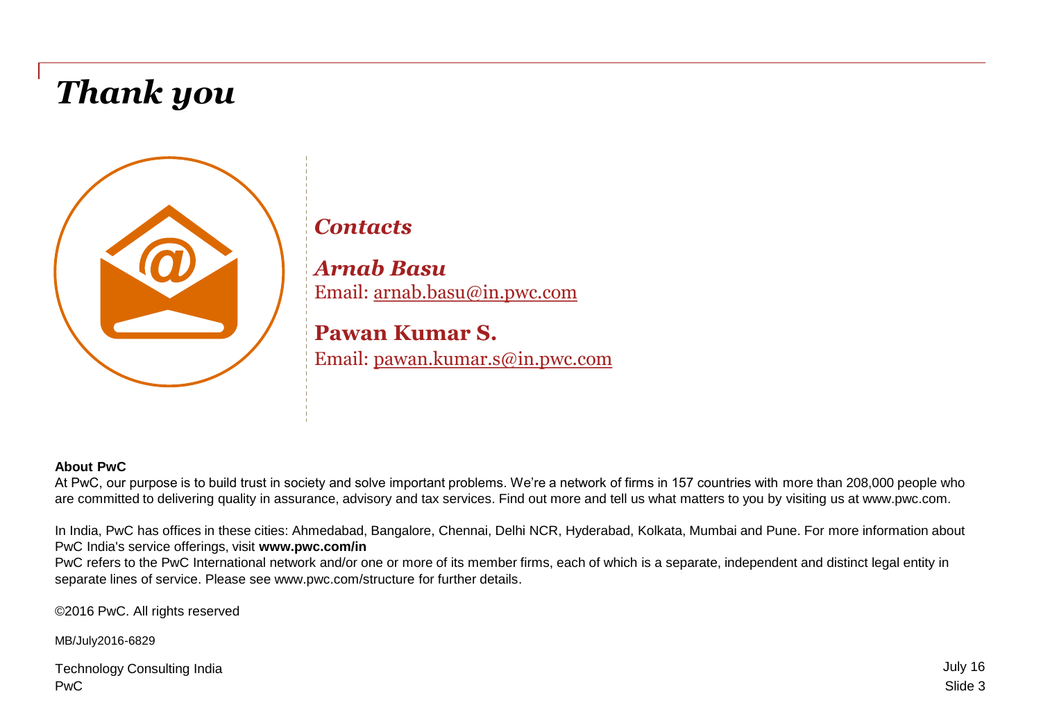# *Thank you*

## *Contacts*

***Arnab Basu***
Email: arnab.basu@in.pwc.com

**Pawan Kumar S.**
Email: pawan.kumar.s@in.pwc.com

**About PwC**

At PwC, our purpose is to build trust in society and solve important problems. We're a network of firms in 157 countries with more than 208,000 people who are committed to delivering quality in assurance, advisory and tax services. Find out more and tell us what matters to you by visiting us at www.pwc.com.

In India, PwC has offices in these cities: Ahmedabad, Bangalore, Chennai, Delhi NCR, Hyderabad, Kolkata, Mumbai and Pune. For more information about PwC India's service offerings, visit **www.pwc.com/in**

PwC refers to the PwC International network and/or one or more of its member firms, each of which is a separate, independent and distinct legal entity in separate lines of service. Please see www.pwc.com/structure for further details.

©2016 PwC. All rights reserved

MB/July2016-6829